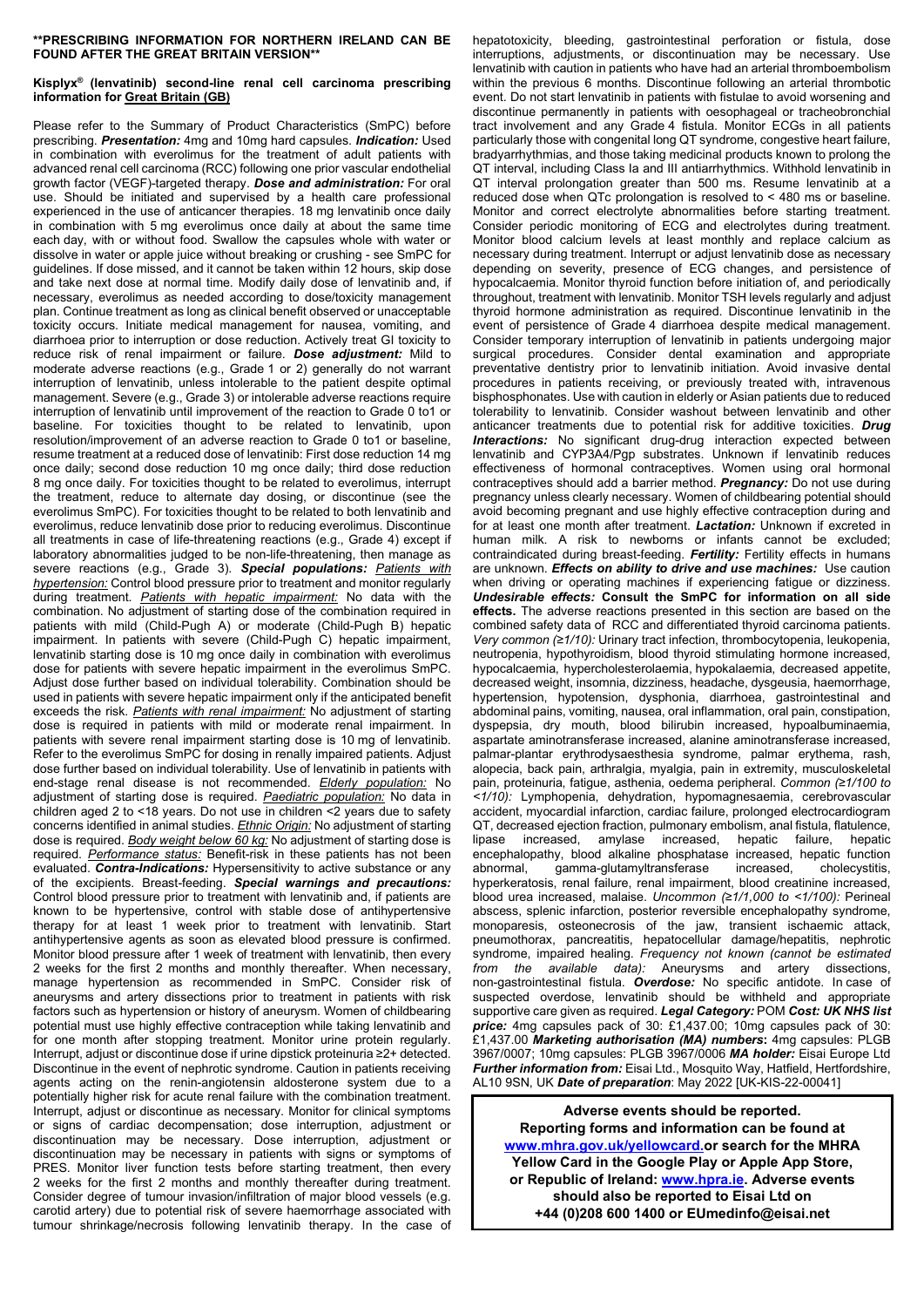**\*\*PRESCRIBING INFORMATION FOR NORTHERN IRELAND CAN BE FOUND AFTER THE GREAT BRITAIN VERSION\*\***

**Kisplyx® (lenvatinib) second-line renal cell carcinoma prescribing information for <u>Great Britain (GB)</u>**

Please refer to the Summary of Product Characteristics (SmPC) before prescribing. ***Presentation:*** 4mg and 10mg hard capsules. ***Indication:*** Used in combination with everolimus for the treatment of adult patients with advanced renal cell carcinoma (RCC) following one prior vascular endothelial growth factor (VEGF)-targeted therapy. ***Dose and administration:*** For oral use. Should be initiated and supervised by a health care professional experienced in the use of anticancer therapies. 18 mg lenvatinib once daily in combination with 5 mg everolimus once daily at about the same time each day, with or without food. Swallow the capsules whole with water or dissolve in water or apple juice without breaking or crushing - see SmPC for guidelines. If dose missed, and it cannot be taken within 12 hours, skip dose and take next dose at normal time. Modify daily dose of lenvatinib and, if necessary, everolimus as needed according to dose/toxicity management plan. Continue treatment as long as clinical benefit observed or unacceptable toxicity occurs. Initiate medical management for nausea, vomiting, and diarrhoea prior to interruption or dose reduction. Actively treat GI toxicity to reduce risk of renal impairment or failure. ***Dose adjustment:*** Mild to moderate adverse reactions (e.g., Grade 1 or 2) generally do not warrant interruption of lenvatinib, unless intolerable to the patient despite optimal management. Severe (e.g., Grade 3) or intolerable adverse reactions require interruption of lenvatinib until improvement of the reaction to Grade 0 to1 or baseline. For toxicities thought to be related to lenvatinib, upon resolution/improvement of an adverse reaction to Grade 0 to1 or baseline, resume treatment at a reduced dose of lenvatinib: First dose reduction 14 mg once daily; second dose reduction 10 mg once daily; third dose reduction 8 mg once daily. For toxicities thought to be related to everolimus, interrupt the treatment, reduce to alternate day dosing, or discontinue (see the everolimus SmPC). For toxicities thought to be related to both lenvatinib and everolimus, reduce lenvatinib dose prior to reducing everolimus. Discontinue all treatments in case of life-threatening reactions (e.g., Grade 4) except if laboratory abnormalities judged to be non-life-threatening, then manage as severe reactions (e.g., Grade 3). ***Special populations:*** *<u>Patients with hypertension:</u>* Control blood pressure prior to treatment and monitor regularly during treatment. *<u>Patients with hepatic impairment:</u>* No data with the combination. No adjustment of starting dose of the combination required in patients with mild (Child-Pugh A) or moderate (Child-Pugh B) hepatic impairment. In patients with severe (Child-Pugh C) hepatic impairment, lenvatinib starting dose is 10 mg once daily in combination with everolimus dose for patients with severe hepatic impairment in the everolimus SmPC. Adjust dose further based on individual tolerability. Combination should be used in patients with severe hepatic impairment only if the anticipated benefit exceeds the risk. *<u>Patients with renal impairment:</u>* No adjustment of starting dose is required in patients with mild or moderate renal impairment. In patients with severe renal impairment starting dose is 10 mg of lenvatinib. Refer to the everolimus SmPC for dosing in renally impaired patients. Adjust dose further based on individual tolerability. Use of lenvatinib in patients with end-stage renal disease is not recommended. *<u>Elderly population:</u>* No adjustment of starting dose is required. *<u>Paediatric population:</u>* No data in children aged 2 to <18 years. Do not use in children <2 years due to safety concerns identified in animal studies. *<u>Ethnic Origin:</u>* No adjustment of starting dose is required. *<u>Body weight below 60 kg:</u>* No adjustment of starting dose is required. *<u>Performance status:</u>* Benefit-risk in these patients has not been evaluated. ***Contra-Indications:*** Hypersensitivity to active substance or any of the excipients. Breast-feeding. ***Special warnings and precautions:*** Control blood pressure prior to treatment with lenvatinib and, if patients are known to be hypertensive, control with stable dose of antihypertensive therapy for at least 1 week prior to treatment with lenvatinib. Start antihypertensive agents as soon as elevated blood pressure is confirmed. Monitor blood pressure after 1 week of treatment with lenvatinib, then every 2 weeks for the first 2 months and monthly thereafter. When necessary, manage hypertension as recommended in SmPC. Consider risk of aneurysms and artery dissections prior to treatment in patients with risk factors such as hypertension or history of aneurysm. Women of childbearing potential must use highly effective contraception while taking lenvatinib and for one month after stopping treatment. Monitor urine protein regularly. Interrupt, adjust or discontinue dose if urine dipstick proteinuria ≥2+ detected. Discontinue in the event of nephrotic syndrome. Caution in patients receiving agents acting on the renin-angiotensin aldosterone system due to a potentially higher risk for acute renal failure with the combination treatment. Interrupt, adjust or discontinue as necessary. Monitor for clinical symptoms or signs of cardiac decompensation; dose interruption, adjustment or discontinuation may be necessary. Dose interruption, adjustment or discontinuation may be necessary in patients with signs or symptoms of PRES. Monitor liver function tests before starting treatment, then every 2 weeks for the first 2 months and monthly thereafter during treatment. Consider degree of tumour invasion/infiltration of major blood vessels (e.g. carotid artery) due to potential risk of severe haemorrhage associated with tumour shrinkage/necrosis following lenvatinib therapy. In the case of hepatotoxicity, bleeding, gastrointestinal perforation or fistula, dose interruptions, adjustments, or discontinuation may be necessary. Use lenvatinib with caution in patients who have had an arterial thromboembolism within the previous 6 months. Discontinue following an arterial thrombotic event. Do not start lenvatinib in patients with fistulae to avoid worsening and discontinue permanently in patients with oesophageal or tracheobronchial tract involvement and any Grade 4 fistula. Monitor ECGs in all patients particularly those with congenital long QT syndrome, congestive heart failure, bradyarrhythmias, and those taking medicinal products known to prolong the QT interval, including Class Ia and III antiarrhythmics. Withhold lenvatinib in QT interval prolongation greater than 500 ms. Resume lenvatinib at a reduced dose when QTc prolongation is resolved to < 480 ms or baseline. Monitor and correct electrolyte abnormalities before starting treatment. Consider periodic monitoring of ECG and electrolytes during treatment. Monitor blood calcium levels at least monthly and replace calcium as necessary during treatment. Interrupt or adjust lenvatinib dose as necessary depending on severity, presence of ECG changes, and persistence of hypocalcaemia. Monitor thyroid function before initiation of, and periodically throughout, treatment with lenvatinib. Monitor TSH levels regularly and adjust thyroid hormone administration as required. Discontinue lenvatinib in the event of persistence of Grade 4 diarrhoea despite medical management. Consider temporary interruption of lenvatinib in patients undergoing major surgical procedures. Consider dental examination and appropriate preventative dentistry prior to lenvatinib initiation. Avoid invasive dental procedures in patients receiving, or previously treated with, intravenous bisphosphonates. Use with caution in elderly or Asian patients due to reduced tolerability to lenvatinib. Consider washout between lenvatinib and other anticancer treatments due to potential risk for additive toxicities. ***Drug Interactions:*** No significant drug-drug interaction expected between lenvatinib and CYP3A4/Pgp substrates. Unknown if lenvatinib reduces effectiveness of hormonal contraceptives. Women using oral hormonal contraceptives should add a barrier method. ***Pregnancy:*** Do not use during pregnancy unless clearly necessary. Women of childbearing potential should avoid becoming pregnant and use highly effective contraception while on and for at least one month after treatment. ***Lactation:*** Unknown if excreted in human milk. A risk to newborns or infants cannot be excluded; contraindicated during breast-feeding. ***Fertility:*** Fertility effects in humans are unknown. ***Effects on ability to drive and use machines:*** Use caution when driving or operating machines if experiencing fatigue or dizziness. ***Undesirable effects:*** **Consult the SmPC for information on all side effects.** The adverse reactions presented in this section are based on the combined safety data of RCC and differentiated thyroid carcinoma patients. *Very common (≥1/10):* Urinary tract infection, thrombocytopenia, leukopenia, neutropenia, hypothyroidism, blood thyroid stimulating hormone increased, hypocalcaemia, hypercholesterolaemia, hypokalaemia, decreased appetite, decreased weight, insomnia, dizziness, headache, dysgeusia, haemorrhage, hypertension, hypotension, dysphonia, diarrhoea, gastrointestinal and abdominal pains, vomiting, nausea, oral inflammation, oral pain, constipation, dyspepsia, dry mouth, blood bilirubin increased, hypoalbuminaemia, aspartate aminotransferase increased, alanine aminotransferase increased, palmar-plantar erythrodysaesthesia syndrome, palmar erythema, rash, alopecia, back pain, arthralgia, myalgia, pain in extremity, musculoskeletal pain, proteinuria, fatigue, asthenia, oedema peripheral. *Common (≥1/100 to <1/10):* Lymphopenia, dehydration, hypomagnesaemia, cerebrovascular accident, myocardial infarction, cardiac failure, prolonged electrocardiogram QT, decreased ejection fraction, pulmonary embolism, anal fistula, flatulence, lipase increased, amylase increased, hepatic failure, hepatic encephalopathy, blood alkaline phosphatase increased, hepatic function abnormal, gamma-glutamyltransferase increased, cholecystitis, hyperkeratosis, renal failure, renal impairment, blood creatinine increased, blood urea increased, malaise. *Uncommon (≥1/1,000 to <1/100):* Perineal abscess, splenic infarction, posterior reversible encephalopathy syndrome, monoparesis, osteonecrosis of the jaw, transient ischaemic attack, pneumothorax, pancreatitis, hepatocellular damage/hepatitis, nephrotic syndrome, impaired healing. *Frequency not known (cannot be estimated from the available data):* Aneurysms and artery dissections, non-gastrointestinal fistula. ***Overdose:*** No specific antidote. In case of suspected overdose, lenvatinib should be withheld and appropriate supportive care given as required. ***Legal Category:*** POM ***Cost: UK NHS list price:*** 4mg capsules pack of 30: £1,437.00; 10mg capsules pack of 30: £1,437.00 ***Marketing authorisation (MA) numbers*****:** 4mg capsules: PLGB 3967/0007; 10mg capsules: PLGB 3967/0006 ***MA holder:*** Eisai Europe Ltd ***Further information from:*** Eisai Ltd., Mosquito Way, Hatfield, Hertfordshire, AL10 9SN, UK ***Date of preparation***: May 2022 [UK-KIS-22-00041]

**Adverse events should be reported. Reporting forms and information can be found at www.mhra.gov.uk/yellowcard.or search for the MHRA Yellow Card in the Google Play or Apple App Store, or Republic of Ireland: www.hpra.ie. Adverse events should also be reported to Eisai Ltd on +44 (0)208 600 1400 or EUmedinfo@eisai.net**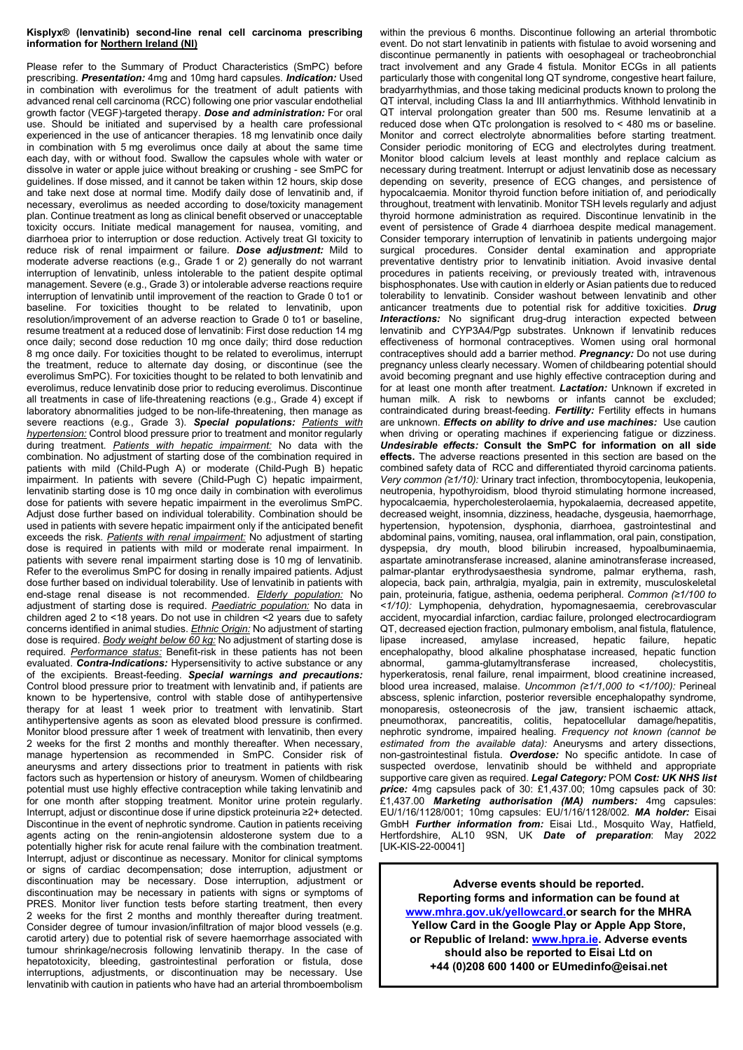**Kisplyx® (lenvatinib) second-line renal cell carcinoma prescribing information for Northern Ireland (NI)**

Please refer to the Summary of Product Characteristics (SmPC) before prescribing. ***Presentation:*** 4mg and 10mg hard capsules. ***Indication:*** Used in combination with everolimus for the treatment of adult patients with advanced renal cell carcinoma (RCC) following one prior vascular endothelial growth factor (VEGF)-targeted therapy. ***Dose and administration:*** For oral use. Should be initiated and supervised by a health care professional experienced in the use of anticancer therapies. 18 mg lenvatinib once daily in combination with 5 mg everolimus once daily at about the same time each day, with or without food. Swallow the capsules whole with water or dissolve in water or apple juice without breaking or crushing - see SmPC for guidelines. If dose missed, and it cannot be taken within 12 hours, skip dose and take next dose at normal time. Modify daily dose of lenvatinib and, if necessary, everolimus as needed according to dose/toxicity management plan. Continue treatment as long as clinical benefit observed or unacceptable toxicity occurs. Initiate medical management for nausea, vomiting, and diarrhoea prior to interruption or dose reduction. Actively treat GI toxicity to reduce risk of renal impairment or failure. ***Dose adjustment:*** Mild to moderate adverse reactions (e.g., Grade 1 or 2) generally do not warrant interruption of lenvatinib, unless intolerable to the patient despite optimal management. Severe (e.g., Grade 3) or intolerable adverse reactions require interruption of lenvatinib until improvement of the reaction to Grade 0 to1 or baseline. For toxicities thought to be related to lenvatinib, upon resolution/improvement of an adverse reaction to Grade 0 to1 or baseline, resume treatment at a reduced dose of lenvatinib: First dose reduction 14 mg once daily; second dose reduction 10 mg once daily; third dose reduction 8 mg once daily. For toxicities thought to be related to everolimus, interrupt the treatment, reduce to alternate day dosing, or discontinue (see the everolimus SmPC). For toxicities thought to be related to both lenvatinib and everolimus, reduce lenvatinib dose prior to reducing everolimus. Discontinue all treatments in case of life-threatening reactions (e.g., Grade 4) except if laboratory abnormalities judged to be non-life-threatening, then manage as severe reactions (e.g., Grade 3). ***Special populations:*** *Patients with hypertension:* Control blood pressure prior to treatment and monitor regularly during treatment. *Patients with hepatic impairment:* No data with the combination. No adjustment of starting dose of the combination required in patients with mild (Child-Pugh A) or moderate (Child-Pugh B) hepatic impairment. In patients with severe (Child-Pugh C) hepatic impairment, lenvatinib starting dose is 10 mg once daily in combination with everolimus dose for patients with severe hepatic impairment in the everolimus SmPC. Adjust dose further based on individual tolerability. Combination should be used in patients with severe hepatic impairment only if the anticipated benefit exceeds the risk. *Patients with renal impairment:* No adjustment of starting dose is required in patients with mild or moderate renal impairment. In patients with severe renal impairment starting dose is 10 mg of lenvatinib. Refer to the everolimus SmPC for dosing in renally impaired patients. Adjust dose further based on individual tolerability. Use of lenvatinib in patients with end-stage renal disease is not recommended. *Elderly population:* No adjustment of starting dose is required. *Paediatric population:* No data in children aged 2 to <18 years. Do not use in children <2 years due to safety concerns identified in animal studies. *Ethnic Origin:* No adjustment of starting dose is required. *Body weight below 60 kg:* No adjustment of starting dose is required. *Performance status:* Benefit-risk in these patients has not been evaluated. ***Contra-Indications:*** Hypersensitivity to active substance or any of the excipients. Breast-feeding. ***Special warnings and precautions:*** Control blood pressure prior to treatment with lenvatinib and, if patients are known to be hypertensive, control with stable dose of antihypertensive therapy for at least 1 week prior to treatment with lenvatinib. Start antihypertensive agents as soon as elevated blood pressure is confirmed. Monitor blood pressure after 1 week of treatment with lenvatinib, then every 2 weeks for the first 2 months and monthly thereafter. When necessary, manage hypertension as recommended in SmPC. Consider risk of aneurysms and artery dissections prior to treatment in patients with risk factors such as hypertension or history of aneurysm. Women of childbearing potential must use highly effective contraception while taking lenvatinib and for one month after stopping treatment. Monitor urine protein regularly. Interrupt, adjust or discontinue dose if urine dipstick proteinuria ≥2+ detected. Discontinue in the event of nephrotic syndrome. Caution in patients receiving agents acting on the renin-angiotensin aldosterone system due to a potentially higher risk for acute renal failure with the combination treatment. Interrupt, adjust or discontinue as necessary. Monitor for clinical symptoms or signs of cardiac decompensation; dose interruption, adjustment or discontinuation may be necessary. Dose interruption, adjustment or discontinuation may be necessary in patients with signs or symptoms of PRES. Monitor liver function tests before starting treatment, then every 2 weeks for the first 2 months and monthly thereafter during treatment. Consider degree of tumour invasion/infiltration of major blood vessels (e.g. carotid artery) due to potential risk of severe haemorrhage associated with tumour shrinkage/necrosis following lenvatinib therapy. In the case of hepatotoxicity, bleeding, gastrointestinal perforation or fistula, dose interruptions, adjustments, or discontinuation may be necessary. Use lenvatinib with caution in patients who have had an arterial thromboembolism within the previous 6 months. Discontinue following an arterial thrombotic event. Do not start lenvatinib in patients with fistulae to avoid worsening and discontinue permanently in patients with oesophageal or tracheobronchial tract involvement and any Grade 4 fistula. Monitor ECGs in all patients particularly those with congenital long QT syndrome, congestive heart failure, bradyarrhythmias, and those taking medicinal products known to prolong the QT interval, including Class Ia and III antiarrhythmics. Withhold lenvatinib in QT interval prolongation greater than 500 ms. Resume lenvatinib at a reduced dose when QTc prolongation is resolved to < 480 ms or baseline. Monitor and correct electrolyte abnormalities before starting treatment. Consider periodic monitoring of ECG and electrolytes during treatment. Monitor blood calcium levels at least monthly and replace calcium as necessary during treatment. Interrupt or adjust lenvatinib dose as necessary depending on severity, presence of ECG changes, and persistence of hypocalcaemia. Monitor thyroid function before initiation of, and periodically throughout, treatment with lenvatinib. Monitor TSH levels regularly and adjust thyroid hormone administration as required. Discontinue lenvatinib in the event of persistence of Grade 4 diarrhoea despite medical management. Consider temporary interruption of lenvatinib in patients undergoing major surgical procedures. Consider dental examination and appropriate preventative dentistry prior to lenvatinib initiation. Avoid invasive dental procedures in patients receiving, or previously treated with, intravenous bisphosphonates. Use with caution in elderly or Asian patients due to reduced tolerability to lenvatinib. Consider washout between lenvatinib and other anticancer treatments due to potential risk for additive toxicities. ***Drug Interactions:*** No significant drug-drug interaction expected between lenvatinib and CYP3A4/Pgp substrates. Unknown if lenvatinib reduces effectiveness of hormonal contraceptives. Women using oral hormonal contraceptives should add a barrier method. ***Pregnancy:*** Do not use during pregnancy unless clearly necessary. Women of childbearing potential should avoid becoming pregnant and use highly effective contraception during and for at least one month after treatment. ***Lactation:*** Unknown if excreted in human milk. A risk to newborns or infants cannot be excluded; contraindicated during breast-feeding. ***Fertility:*** Fertility effects in humans are unknown. ***Effects on ability to drive and use machines:*** Use caution when driving or operating machines if experiencing fatigue or dizziness. ***Undesirable effects:*** **Consult the SmPC for information on all side effects.** The adverse reactions presented in this section are based on the combined safety data of RCC and differentiated thyroid carcinoma patients. *Very common (≥1/10):* Urinary tract infection, thrombocytopenia, leukopenia, neutropenia, hypothyroidism, blood thyroid stimulating hormone increased, hypocalcaemia, hypercholesterolaemia, hypokalaemia, decreased appetite, decreased weight, insomnia, dizziness, headache, dysgeusia, haemorrhage, hypertension, hypotension, dysphonia, diarrhoea, gastrointestinal and abdominal pains, vomiting, nausea, oral inflammation, oral pain, constipation, dyspepsia, dry mouth, blood bilirubin increased, hypoalbuminaemia, aspartate aminotransferase increased, alanine aminotransferase increased, palmar-plantar erythrodysaesthesia syndrome, palmar erythema, rash, alopecia, back pain, arthralgia, myalgia, pain in extremity, musculoskeletal pain, proteinuria, fatigue, asthenia, oedema peripheral. *Common (≥1/100 to <1/10):* Lymphopenia, dehydration, hypomagnesaemia, cerebrovascular accident, myocardial infarction, cardiac failure, prolonged electrocardiogram QT, decreased ejection fraction, pulmonary embolism, anal fistula, flatulence, lipase increased, amylase increased, hepatic failure, hepatic encephalopathy, blood alkaline phosphatase increased, hepatic function abnormal, gamma-glutamyltransferase increased, cholecystitis, hyperkeratosis, renal failure, renal impairment, blood creatinine increased, blood urea increased, malaise. *Uncommon (≥1/1,000 to <1/100):* Perineal abscess, splenic infarction, posterior reversible encephalopathy syndrome, monoparesis, osteonecrosis of the jaw, transient ischaemic attack, pneumothorax, pancreatitis, colitis, hepatocellular damage/hepatitis, nephrotic syndrome, impaired healing. *Frequency not known (cannot be estimated from the available data):* Aneurysms and artery dissections, non-gastrointestinal fistula. ***Overdose:*** No specific antidote. In case of suspected overdose, lenvatinib should be withheld and appropriate supportive care given as required. ***Legal Category:*** POM ***Cost: UK NHS list price:*** 4mg capsules pack of 30: £1,437.00; 10mg capsules pack of 30: £1,437.00 ***Marketing authorisation (MA) numbers:*** 4mg capsules: EU/1/16/1128/001; 10mg capsules: EU/1/16/1128/002. ***MA holder:*** Eisai GmbH ***Further information from:*** Eisai Ltd., Mosquito Way, Hatfield, Hertfordshire, AL10 9SN, UK ***Date of preparation***: May 2022 [UK-KIS-22-00041]

**Adverse events should be reported. Reporting forms and information can be found at www.mhra.gov.uk/yellowcard or search for the MHRA Yellow Card in the Google Play or Apple App Store, or Republic of Ireland: www.hpra.ie. Adverse events should also be reported to Eisai Ltd on +44 (0)208 600 1400 or EUmedinfo@eisai.net**